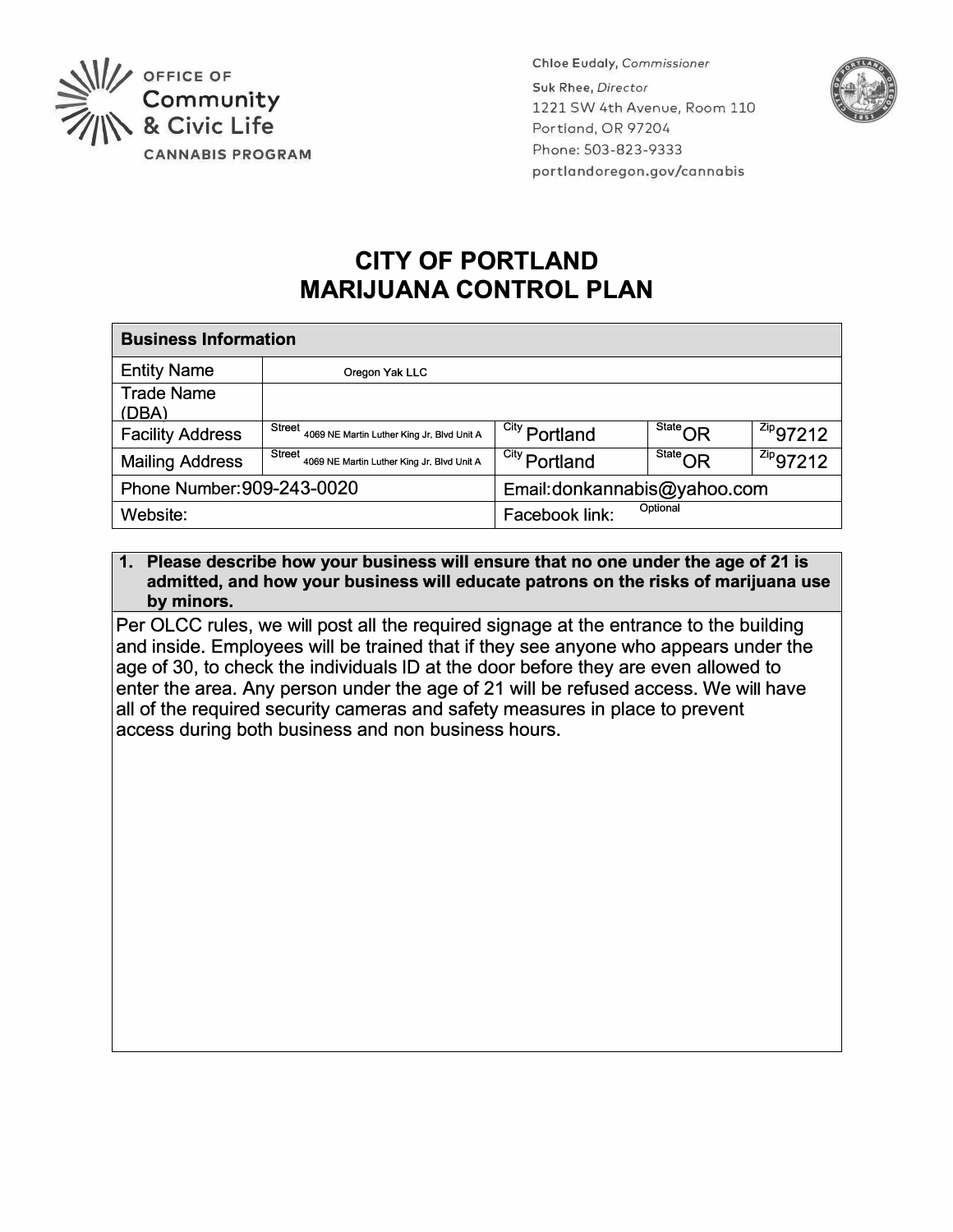OFFICE OF
Community
& Civic Life
CANNABIS PROGRAM

Chloe Eudaly, *Commissioner*
Suk Rhee, *Director*
1221 SW 4th Avenue, Room 110
Portland, OR 97204
Phone: 503-823-9333
portlandoregon.gov/cannabis

# CITY OF PORTLAND
# MARIJUANA CONTROL PLAN

| **Business Information** | | | | |
|---|---|---|---|---|
| Entity Name | Oregon Yak LLC | | | |
| Trade Name (DBA) | | | | |
| Facility Address | Street 4069 NE Martin Luther King Jr. Blvd Unit A | City Portland | State OR | Zip 97212 |
| Mailing Address | Street 4069 NE Martin Luther King Jr. Blvd Unit A | City Portland | State OR | Zip 97212 |
| Phone Number: 909-243-0020 | | Email: donkannabis@yahoo.com | | |
| Website: | | Facebook link: Optional | | |

**1. Please describe how your business will ensure that no one under the age of 21 is admitted, and how your business will educate patrons on the risks of marijuana use by minors.**

Per OLCC rules, we will post all the required signage at the entrance to the building and inside. Employees will be trained that if they see anyone who appears under the age of 30, to check the individuals ID at the door before they are even allowed to enter the area. Any person under the age of 21 will be refused access. We will have all of the required security cameras and safety measures in place to prevent access during both business and non business hours.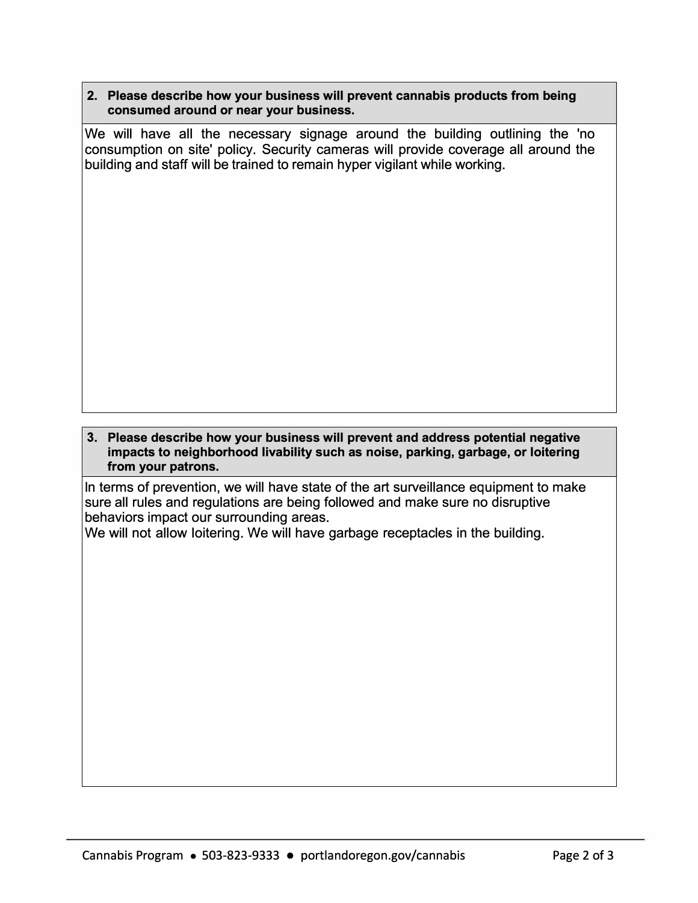**2. Please describe how your business will prevent cannabis products from being consumed around or near your business.**

We will have all the necessary signage around the building outlining the 'no consumption on site' policy. Security cameras will provide coverage all around the building and staff will be trained to remain hyper vigilant while working.

**3. Please describe how your business will prevent and address potential negative impacts to neighborhood livability such as noise, parking, garbage, or loitering from your patrons.**

In terms of prevention, we will have state of the art surveillance equipment to make sure all rules and regulations are being followed and make sure no disruptive behaviors impact our surrounding areas.
We will not allow loitering. We will have garbage receptacles in the building.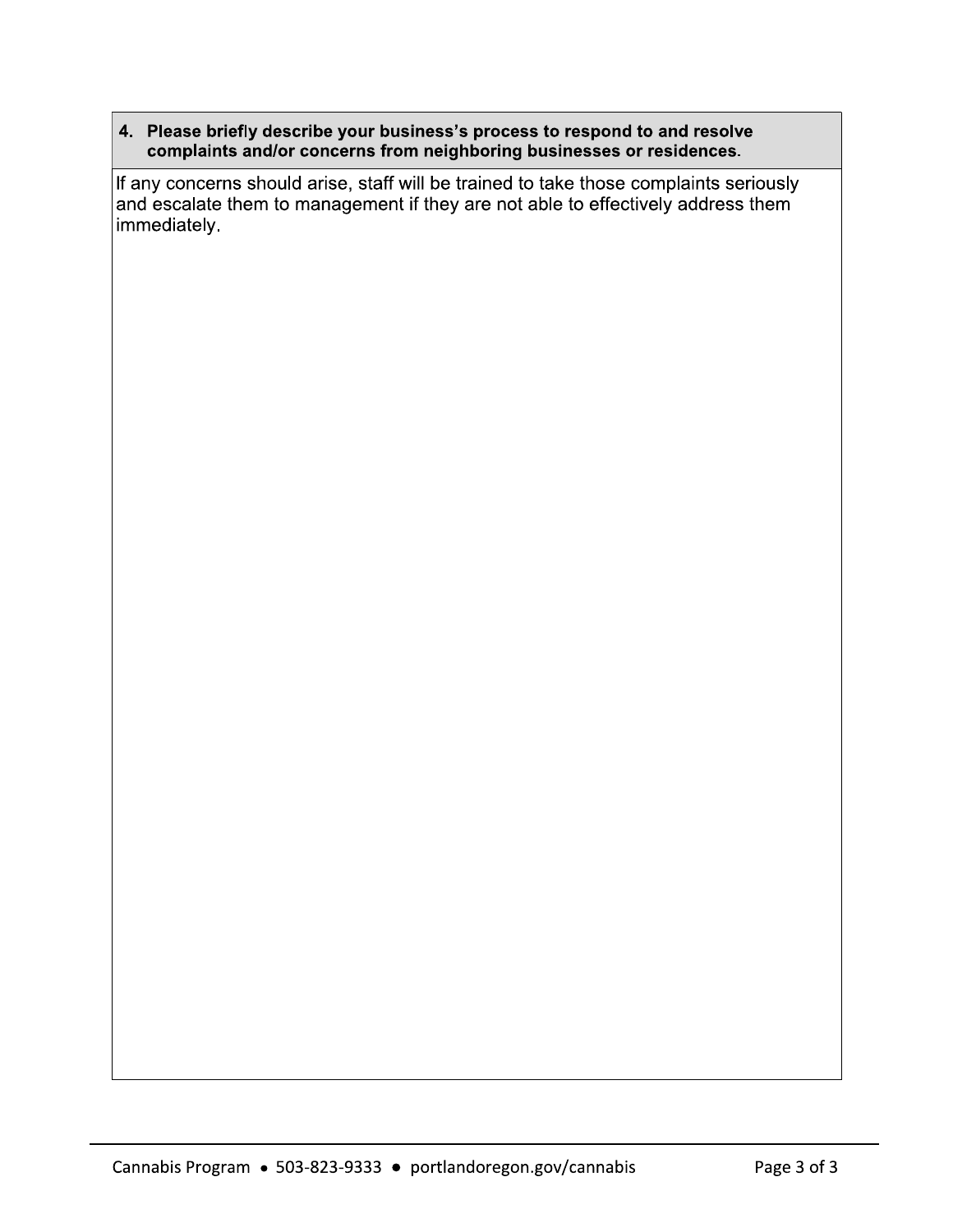**4. Please briefly describe your business's process to respond to and resolve complaints and/or concerns from neighboring businesses or residences.**

If any concerns should arise, staff will be trained to take those complaints seriously and escalate them to management if they are not able to effectively address them immediately.